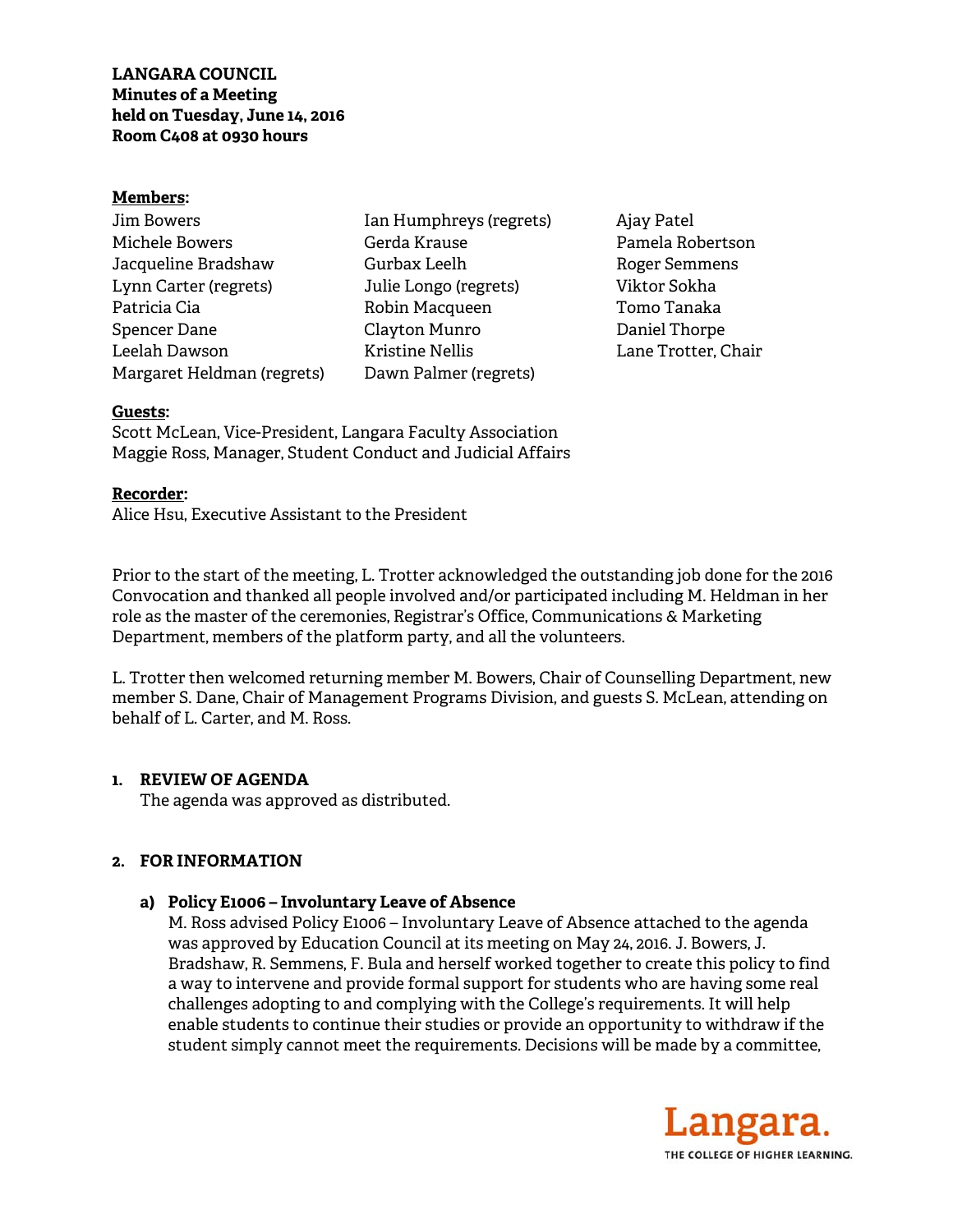**LANGARA COUNCIL**
**Minutes of a Meeting**
**held on Tuesday, June 14, 2016**
**Room C408 at 0930 hours**

**Members:**

Jim Bowers
Michele Bowers
Jacqueline Bradshaw
Lynn Carter (regrets)
Patricia Cia
Spencer Dane
Leelah Dawson
Margaret Heldman (regrets)
Ian Humphreys (regrets)
Gerda Krause
Gurbax Leelh
Julie Longo (regrets)
Robin Macqueen
Clayton Munro
Kristine Nellis
Dawn Palmer (regrets)
Ajay Patel
Pamela Robertson
Roger Semmens
Viktor Sokha
Tomo Tanaka
Daniel Thorpe
Lane Trotter, Chair

**Guests:**
Scott McLean, Vice-President, Langara Faculty Association
Maggie Ross, Manager, Student Conduct and Judicial Affairs

**Recorder:**
Alice Hsu, Executive Assistant to the President

Prior to the start of the meeting, L. Trotter acknowledged the outstanding job done for the 2016 Convocation and thanked all people involved and/or participated including M. Heldman in her role as the master of the ceremonies, Registrar's Office, Communications & Marketing Department, members of the platform party, and all the volunteers.

L. Trotter then welcomed returning member M. Bowers, Chair of Counselling Department, new member S. Dane, Chair of Management Programs Division, and guests S. McLean, attending on behalf of L. Carter, and M. Ross.

**1. REVIEW OF AGENDA**

The agenda was approved as distributed.

**2. FOR INFORMATION**

**a) Policy E1006 – Involuntary Leave of Absence**

M. Ross advised Policy E1006 – Involuntary Leave of Absence attached to the agenda was approved by Education Council at its meeting on May 24, 2016. J. Bowers, J. Bradshaw, R. Semmens, F. Bula and herself worked together to create this policy to find a way to intervene and provide formal support for students who are having some real challenges adopting to and complying with the College's requirements. It will help enable students to continue their studies or provide an opportunity to withdraw if the student simply cannot meet the requirements. Decisions will be made by a committee,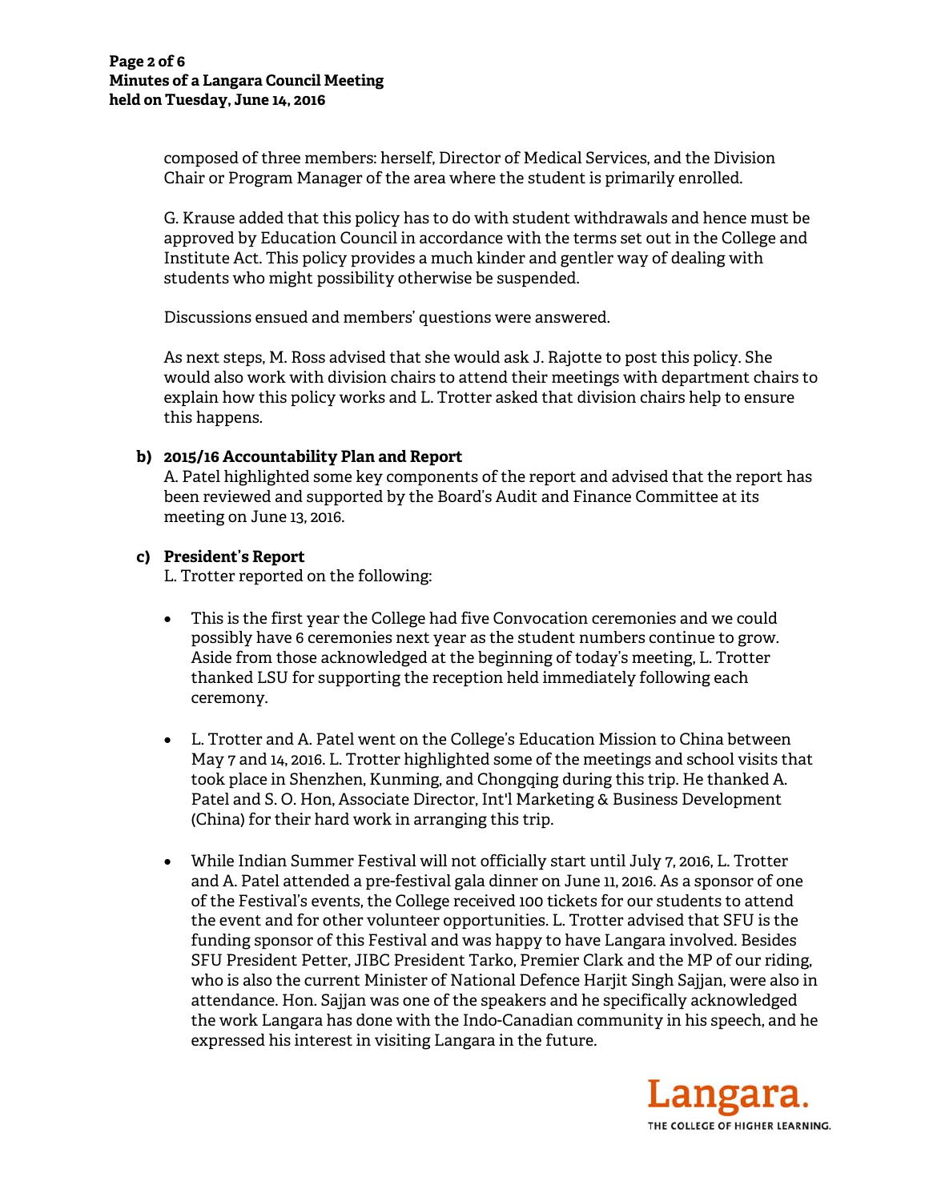composed of three members: herself, Director of Medical Services, and the Division Chair or Program Manager of the area where the student is primarily enrolled.

G. Krause added that this policy has to do with student withdrawals and hence must be approved by Education Council in accordance with the terms set out in the College and Institute Act. This policy provides a much kinder and gentler way of dealing with students who might possibility otherwise be suspended.

Discussions ensued and members' questions were answered.

As next steps, M. Ross advised that she would ask J. Rajotte to post this policy. She would also work with division chairs to attend their meetings with department chairs to explain how this policy works and L. Trotter asked that division chairs help to ensure this happens.

**b) 2015/16 Accountability Plan and Report**

A. Patel highlighted some key components of the report and advised that the report has been reviewed and supported by the Board's Audit and Finance Committee at its meeting on June 13, 2016.

**c) President's Report**

L. Trotter reported on the following:

- This is the first year the College had five Convocation ceremonies and we could possibly have 6 ceremonies next year as the student numbers continue to grow. Aside from those acknowledged at the beginning of today's meeting, L. Trotter thanked LSU for supporting the reception held immediately following each ceremony.

- L. Trotter and A. Patel went on the College's Education Mission to China between May 7 and 14, 2016. L. Trotter highlighted some of the meetings and school visits that took place in Shenzhen, Kunming, and Chongqing during this trip. He thanked A. Patel and S. O. Hon, Associate Director, Int'l Marketing & Business Development (China) for their hard work in arranging this trip.

- While Indian Summer Festival will not officially start until July 7, 2016, L. Trotter and A. Patel attended a pre-festival gala dinner on June 11, 2016. As a sponsor of one of the Festival's events, the College received 100 tickets for our students to attend the event and for other volunteer opportunities. L. Trotter advised that SFU is the funding sponsor of this Festival and was happy to have Langara involved. Besides SFU President Petter, JIBC President Tarko, Premier Clark and the MP of our riding, who is also the current Minister of National Defence Harjit Singh Sajjan, were also in attendance. Hon. Sajjan was one of the speakers and he specifically acknowledged the work Langara has done with the Indo-Canadian community in his speech, and he expressed his interest in visiting Langara in the future.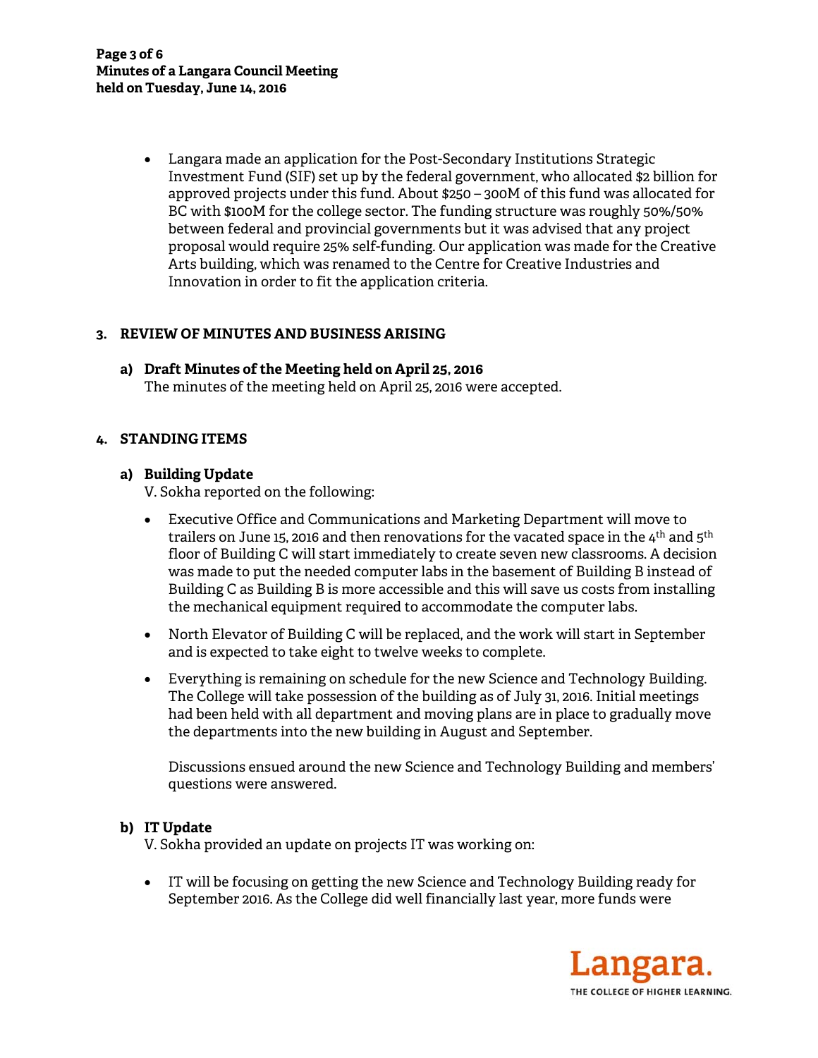- Langara made an application for the Post-Secondary Institutions Strategic Investment Fund (SIF) set up by the federal government, who allocated $2 billion for approved projects under this fund. About $250 – 300M of this fund was allocated for BC with $100M for the college sector. The funding structure was roughly 50%/50% between federal and provincial governments but it was advised that any project proposal would require 25% self-funding. Our application was made for the Creative Arts building, which was renamed to the Centre for Creative Industries and Innovation in order to fit the application criteria.

## 3. REVIEW OF MINUTES AND BUSINESS ARISING

### a) Draft Minutes of the Meeting held on April 25, 2016

The minutes of the meeting held on April 25, 2016 were accepted.

## 4. STANDING ITEMS

### a) Building Update

V. Sokha reported on the following:

- Executive Office and Communications and Marketing Department will move to trailers on June 15, 2016 and then renovations for the vacated space in the 4th and 5th floor of Building C will start immediately to create seven new classrooms. A decision was made to put the needed computer labs in the basement of Building B instead of Building C as Building B is more accessible and this will save us costs from installing the mechanical equipment required to accommodate the computer labs.

- North Elevator of Building C will be replaced, and the work will start in September and is expected to take eight to twelve weeks to complete.

- Everything is remaining on schedule for the new Science and Technology Building. The College will take possession of the building as of July 31, 2016. Initial meetings had been held with all department and moving plans are in place to gradually move the departments into the new building in August and September.

  Discussions ensued around the new Science and Technology Building and members' questions were answered.

### b) IT Update

V. Sokha provided an update on projects IT was working on:

- IT will be focusing on getting the new Science and Technology Building ready for September 2016. As the College did well financially last year, more funds were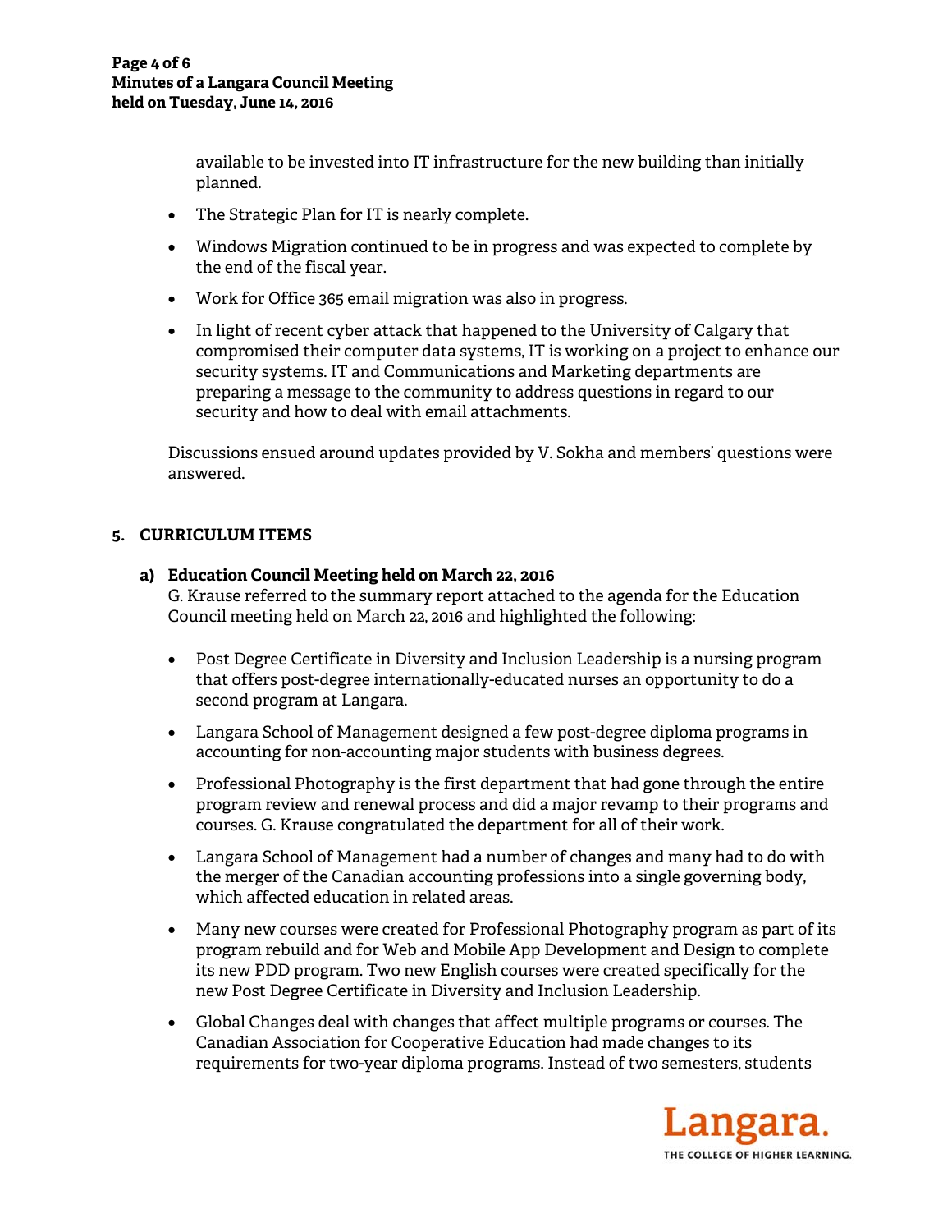available to be invested into IT infrastructure for the new building than initially planned.

- The Strategic Plan for IT is nearly complete.
- Windows Migration continued to be in progress and was expected to complete by the end of the fiscal year.
- Work for Office 365 email migration was also in progress.
- In light of recent cyber attack that happened to the University of Calgary that compromised their computer data systems, IT is working on a project to enhance our security systems. IT and Communications and Marketing departments are preparing a message to the community to address questions in regard to our security and how to deal with email attachments.

Discussions ensued around updates provided by V. Sokha and members' questions were answered.

## 5. CURRICULUM ITEMS

### a) Education Council Meeting held on March 22, 2016

G. Krause referred to the summary report attached to the agenda for the Education Council meeting held on March 22, 2016 and highlighted the following:

- Post Degree Certificate in Diversity and Inclusion Leadership is a nursing program that offers post-degree internationally-educated nurses an opportunity to do a second program at Langara.
- Langara School of Management designed a few post-degree diploma programs in accounting for non-accounting major students with business degrees.
- Professional Photography is the first department that had gone through the entire program review and renewal process and did a major revamp to their programs and courses. G. Krause congratulated the department for all of their work.
- Langara School of Management had a number of changes and many had to do with the merger of the Canadian accounting professions into a single governing body, which affected education in related areas.
- Many new courses were created for Professional Photography program as part of its program rebuild and for Web and Mobile App Development and Design to complete its new PDD program. Two new English courses were created specifically for the new Post Degree Certificate in Diversity and Inclusion Leadership.
- Global Changes deal with changes that affect multiple programs or courses. The Canadian Association for Cooperative Education had made changes to its requirements for two-year diploma programs. Instead of two semesters, students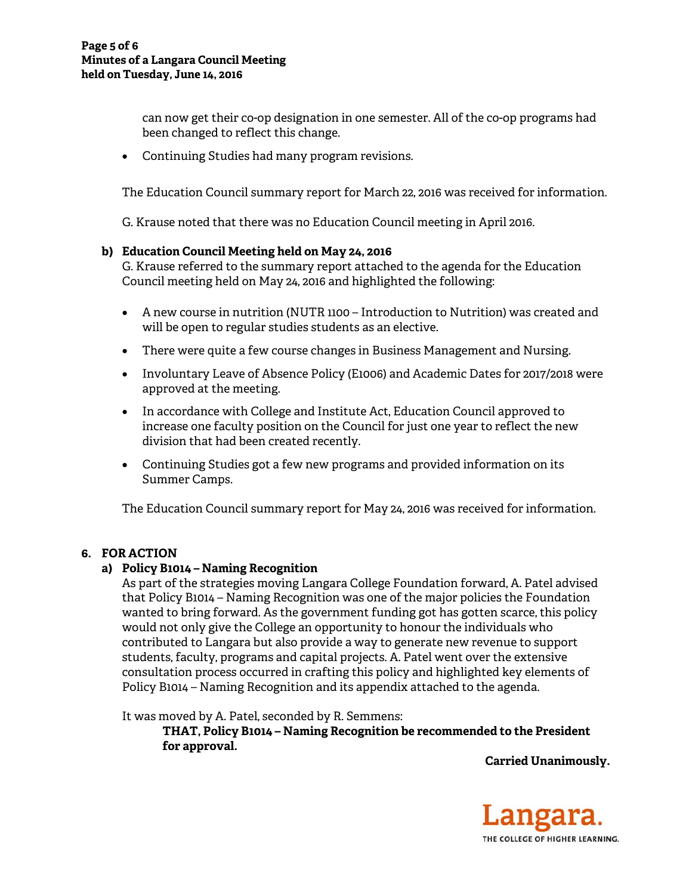can now get their co-op designation in one semester. All of the co-op programs had been changed to reflect this change.

- Continuing Studies had many program revisions.

The Education Council summary report for March 22, 2016 was received for information.

G. Krause noted that there was no Education Council meeting in April 2016.

**b) Education Council Meeting held on May 24, 2016**

G. Krause referred to the summary report attached to the agenda for the Education Council meeting held on May 24, 2016 and highlighted the following:

- A new course in nutrition (NUTR 1100 – Introduction to Nutrition) was created and will be open to regular studies students as an elective.
- There were quite a few course changes in Business Management and Nursing.
- Involuntary Leave of Absence Policy (E1006) and Academic Dates for 2017/2018 were approved at the meeting.
- In accordance with College and Institute Act, Education Council approved to increase one faculty position on the Council for just one year to reflect the new division that had been created recently.
- Continuing Studies got a few new programs and provided information on its Summer Camps.

The Education Council summary report for May 24, 2016 was received for information.

## 6. FOR ACTION

**a) Policy B1014 – Naming Recognition**

As part of the strategies moving Langara College Foundation forward, A. Patel advised that Policy B1014 – Naming Recognition was one of the major policies the Foundation wanted to bring forward. As the government funding got has gotten scarce, this policy would not only give the College an opportunity to honour the individuals who contributed to Langara but also provide a way to generate new revenue to support students, faculty, programs and capital projects. A. Patel went over the extensive consultation process occurred in crafting this policy and highlighted key elements of Policy B1014 – Naming Recognition and its appendix attached to the agenda.

It was moved by A. Patel, seconded by R. Semmens:

> **THAT, Policy B1014 – Naming Recognition be recommended to the President for approval.**

**Carried Unanimously.**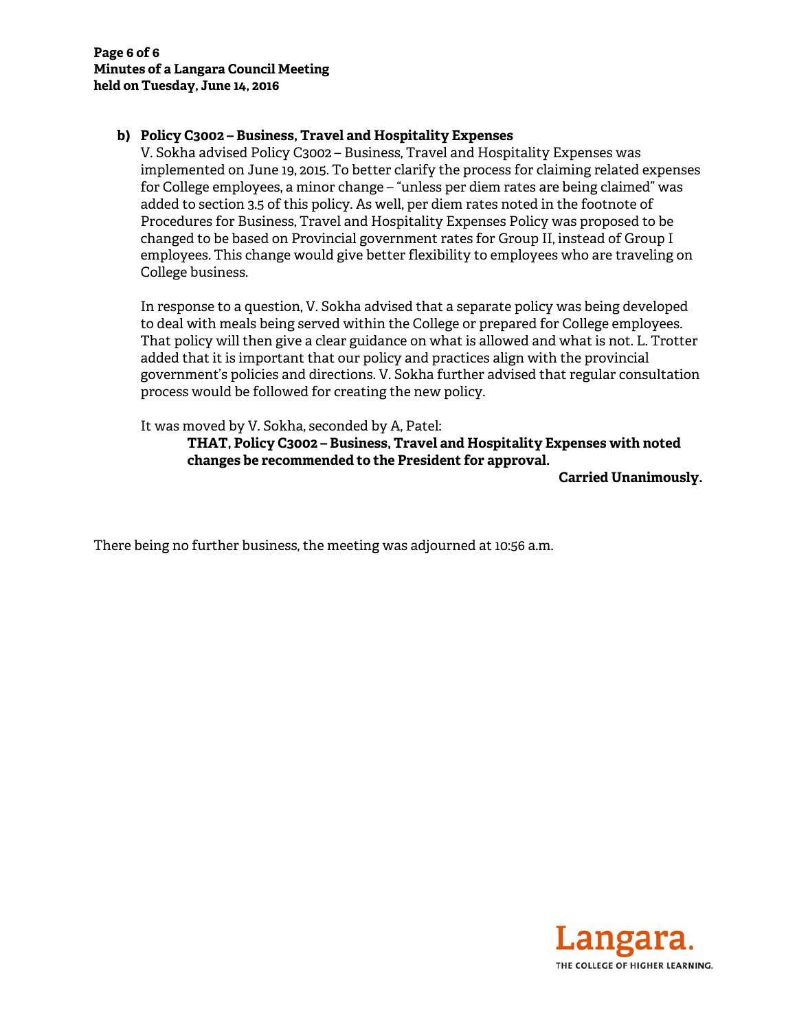**b) Policy C3002 – Business, Travel and Hospitality Expenses**

V. Sokha advised Policy C3002 – Business, Travel and Hospitality Expenses was implemented on June 19, 2015. To better clarify the process for claiming related expenses for College employees, a minor change – "unless per diem rates are being claimed" was added to section 3.5 of this policy. As well, per diem rates noted in the footnote of Procedures for Business, Travel and Hospitality Expenses Policy was proposed to be changed to be based on Provincial government rates for Group II, instead of Group I employees. This change would give better flexibility to employees who are traveling on College business.

In response to a question, V. Sokha advised that a separate policy was being developed to deal with meals being served within the College or prepared for College employees. That policy will then give a clear guidance on what is allowed and what is not. L. Trotter added that it is important that our policy and practices align with the provincial government's policies and directions. V. Sokha further advised that regular consultation process would be followed for creating the new policy.

It was moved by V. Sokha, seconded by A, Patel:

**THAT, Policy C3002 – Business, Travel and Hospitality Expenses with noted changes be recommended to the President for approval.**

**Carried Unanimously.**

There being no further business, the meeting was adjourned at 10:56 a.m.

Langara.
THE COLLEGE OF HIGHER LEARNING.